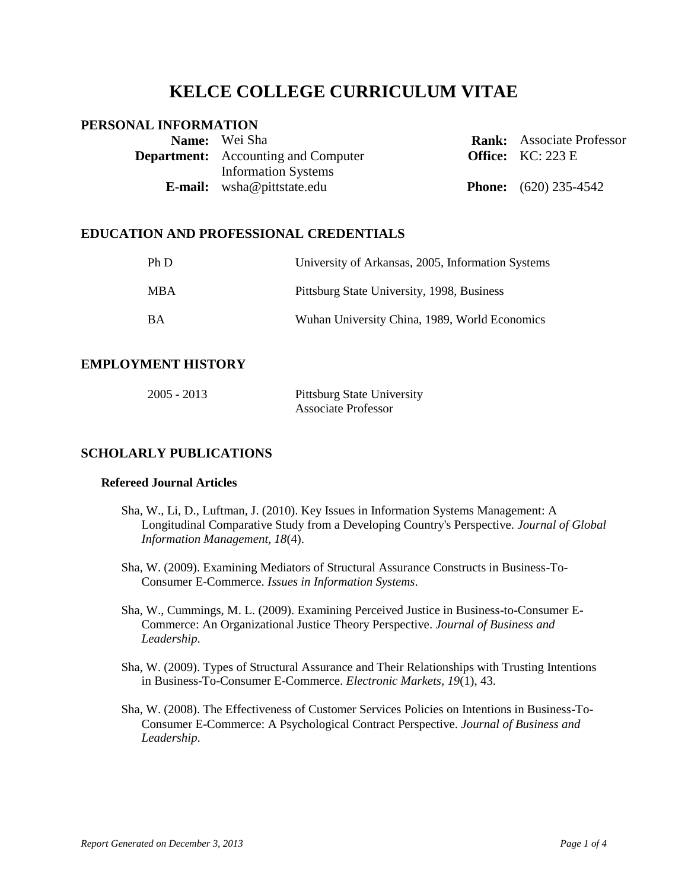# KELCE COLLEGE CURRICULUM VITAE

## PERSONAL INFORMATION

| | | | |
|---|---|---|---|
| **Name:** | Wei Sha | **Rank:** | Associate Professor |
| **Department:** | Accounting and Computer Information Systems | **Office:** | KC: 223 E |
| **E-mail:** | wsha@pittstate.edu | **Phone:** | (620) 235-4542 |

## EDUCATION AND PROFESSIONAL CREDENTIALS

| | |
|---|---|
| Ph D | University of Arkansas, 2005, Information Systems |
| MBA | Pittsburg State University, 1998, Business |
| BA | Wuhan University China, 1989, World Economics |

## EMPLOYMENT HISTORY

| | |
|---|---|
| 2005 - 2013 | Pittsburg State University<br>Associate Professor |

## SCHOLARLY PUBLICATIONS

### Refereed Journal Articles

Sha, W., Li, D., Luftman, J. (2010). Key Issues in Information Systems Management: A Longitudinal Comparative Study from a Developing Country's Perspective. *Journal of Global Information Management, 18*(4).

Sha, W. (2009). Examining Mediators of Structural Assurance Constructs in Business-To-Consumer E-Commerce. *Issues in Information Systems*.

Sha, W., Cummings, M. L. (2009). Examining Perceived Justice in Business-to-Consumer E-Commerce: An Organizational Justice Theory Perspective. *Journal of Business and Leadership.*

Sha, W. (2009). Types of Structural Assurance and Their Relationships with Trusting Intentions in Business-To-Consumer E-Commerce. *Electronic Markets, 19*(1), 43.

Sha, W. (2008). The Effectiveness of Customer Services Policies on Intentions in Business-To-Consumer E-Commerce: A Psychological Contract Perspective. *Journal of Business and Leadership.*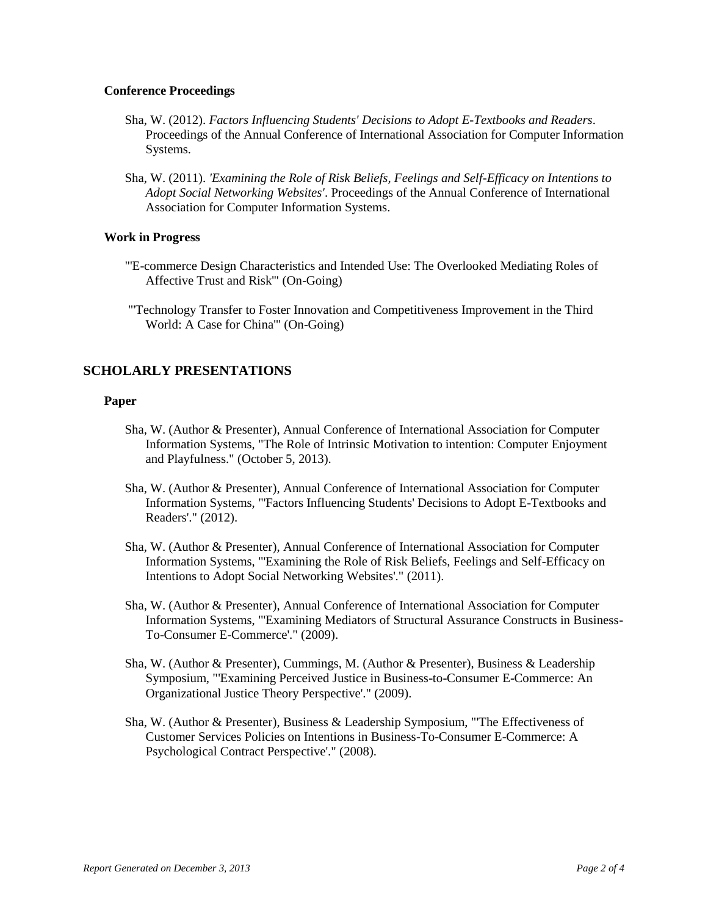### Conference Proceedings

Sha, W. (2012). *Factors Influencing Students' Decisions to Adopt E-Textbooks and Readers*. Proceedings of the Annual Conference of International Association for Computer Information Systems.

Sha, W. (2011). *'Examining the Role of Risk Beliefs, Feelings and Self-Efficacy on Intentions to Adopt Social Networking Websites'*. Proceedings of the Annual Conference of International Association for Computer Information Systems.

### Work in Progress

"'E-commerce Design Characteristics and Intended Use: The Overlooked Mediating Roles of Affective Trust and Risk'" (On-Going)

"'Technology Transfer to Foster Innovation and Competitiveness Improvement in the Third World: A Case for China'" (On-Going)

## SCHOLARLY PRESENTATIONS

### Paper

Sha, W. (Author & Presenter), Annual Conference of International Association for Computer Information Systems, "The Role of Intrinsic Motivation to intention: Computer Enjoyment and Playfulness." (October 5, 2013).

Sha, W. (Author & Presenter), Annual Conference of International Association for Computer Information Systems, "'Factors Influencing Students' Decisions to Adopt E-Textbooks and Readers'." (2012).

Sha, W. (Author & Presenter), Annual Conference of International Association for Computer Information Systems, "'Examining the Role of Risk Beliefs, Feelings and Self-Efficacy on Intentions to Adopt Social Networking Websites'." (2011).

Sha, W. (Author & Presenter), Annual Conference of International Association for Computer Information Systems, "'Examining Mediators of Structural Assurance Constructs in Business-To-Consumer E-Commerce'." (2009).

Sha, W. (Author & Presenter), Cummings, M. (Author & Presenter), Business & Leadership Symposium, "'Examining Perceived Justice in Business-to-Consumer E-Commerce: An Organizational Justice Theory Perspective'." (2009).

Sha, W. (Author & Presenter), Business & Leadership Symposium, "'The Effectiveness of Customer Services Policies on Intentions in Business-To-Consumer E-Commerce: A Psychological Contract Perspective'." (2008).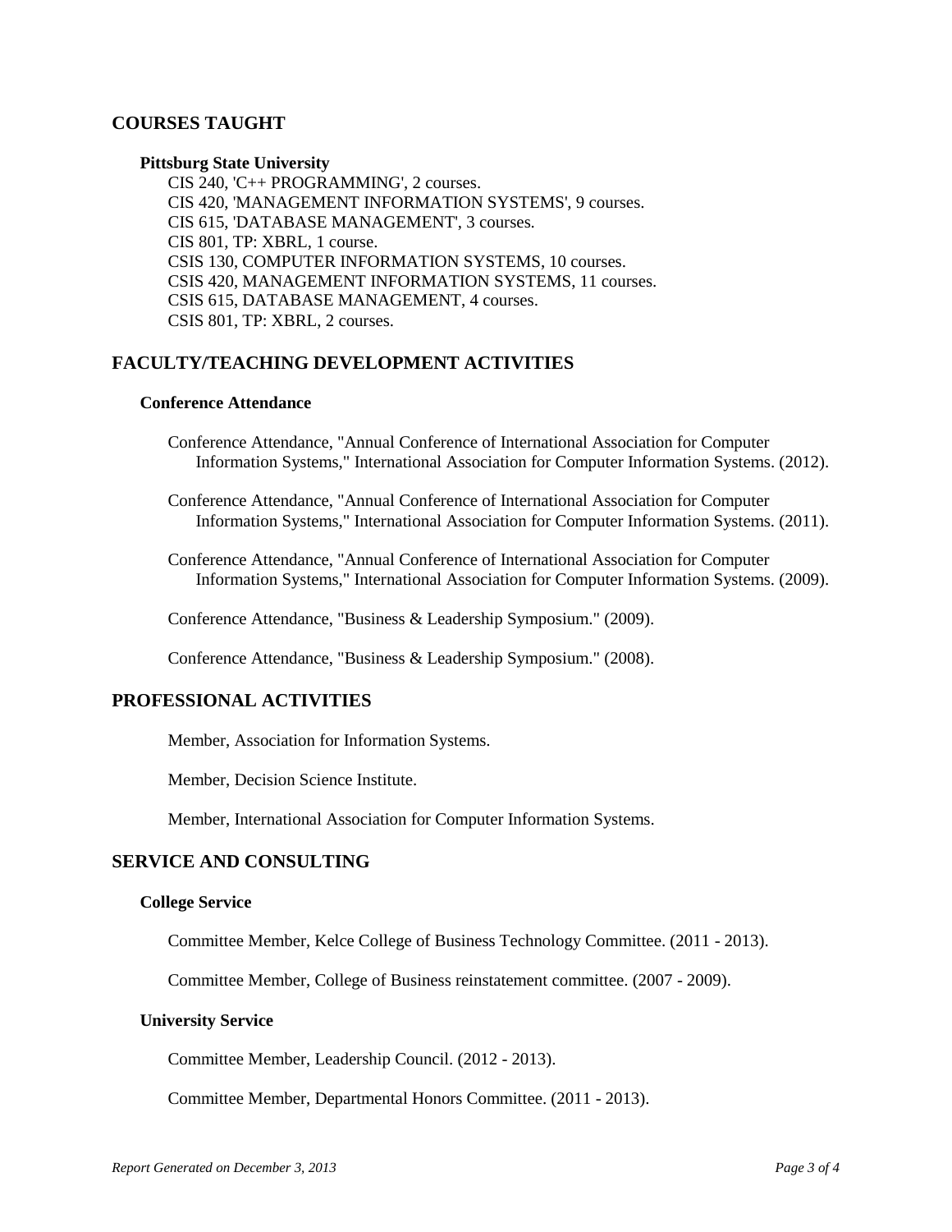## COURSES TAUGHT

### Pittsburg State University

CIS 240, 'C++ PROGRAMMING', 2 courses.
CIS 420, 'MANAGEMENT INFORMATION SYSTEMS', 9 courses.
CIS 615, 'DATABASE MANAGEMENT', 3 courses.
CIS 801, TP: XBRL, 1 course.
CSIS 130, COMPUTER INFORMATION SYSTEMS, 10 courses.
CSIS 420, MANAGEMENT INFORMATION SYSTEMS, 11 courses.
CSIS 615, DATABASE MANAGEMENT, 4 courses.
CSIS 801, TP: XBRL, 2 courses.

## FACULTY/TEACHING DEVELOPMENT ACTIVITIES

### Conference Attendance

Conference Attendance, "Annual Conference of International Association for Computer Information Systems," International Association for Computer Information Systems. (2012).

Conference Attendance, "Annual Conference of International Association for Computer Information Systems," International Association for Computer Information Systems. (2011).

Conference Attendance, "Annual Conference of International Association for Computer Information Systems," International Association for Computer Information Systems. (2009).

Conference Attendance, "Business & Leadership Symposium." (2009).

Conference Attendance, "Business & Leadership Symposium." (2008).

## PROFESSIONAL ACTIVITIES

Member, Association for Information Systems.

Member, Decision Science Institute.

Member, International Association for Computer Information Systems.

## SERVICE AND CONSULTING

### College Service

Committee Member, Kelce College of Business Technology Committee. (2011 - 2013).

Committee Member, College of Business reinstatement committee. (2007 - 2009).

### University Service

Committee Member, Leadership Council. (2012 - 2013).

Committee Member, Departmental Honors Committee. (2011 - 2013).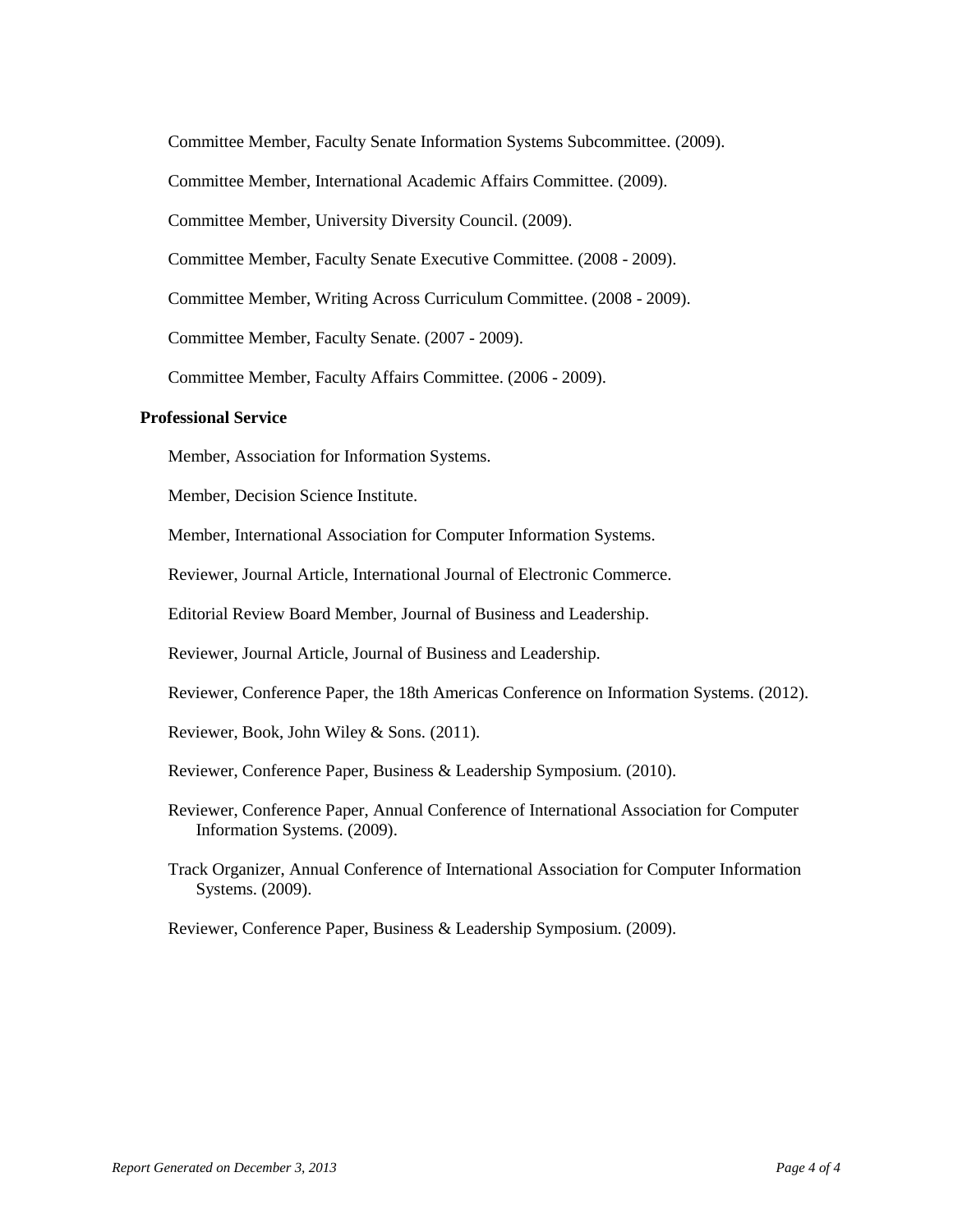Committee Member, Faculty Senate Information Systems Subcommittee. (2009).

Committee Member, International Academic Affairs Committee. (2009).

Committee Member, University Diversity Council. (2009).

Committee Member, Faculty Senate Executive Committee. (2008 - 2009).

Committee Member, Writing Across Curriculum Committee. (2008 - 2009).

Committee Member, Faculty Senate. (2007 - 2009).

Committee Member, Faculty Affairs Committee. (2006 - 2009).

**Professional Service**

Member, Association for Information Systems.

Member, Decision Science Institute.

Member, International Association for Computer Information Systems.

Reviewer, Journal Article, International Journal of Electronic Commerce.

Editorial Review Board Member, Journal of Business and Leadership.

Reviewer, Journal Article, Journal of Business and Leadership.

Reviewer, Conference Paper, the 18th Americas Conference on Information Systems. (2012).

Reviewer, Book, John Wiley & Sons. (2011).

Reviewer, Conference Paper, Business & Leadership Symposium. (2010).

Reviewer, Conference Paper, Annual Conference of International Association for Computer Information Systems. (2009).

Track Organizer, Annual Conference of International Association for Computer Information Systems. (2009).

Reviewer, Conference Paper, Business & Leadership Symposium. (2009).